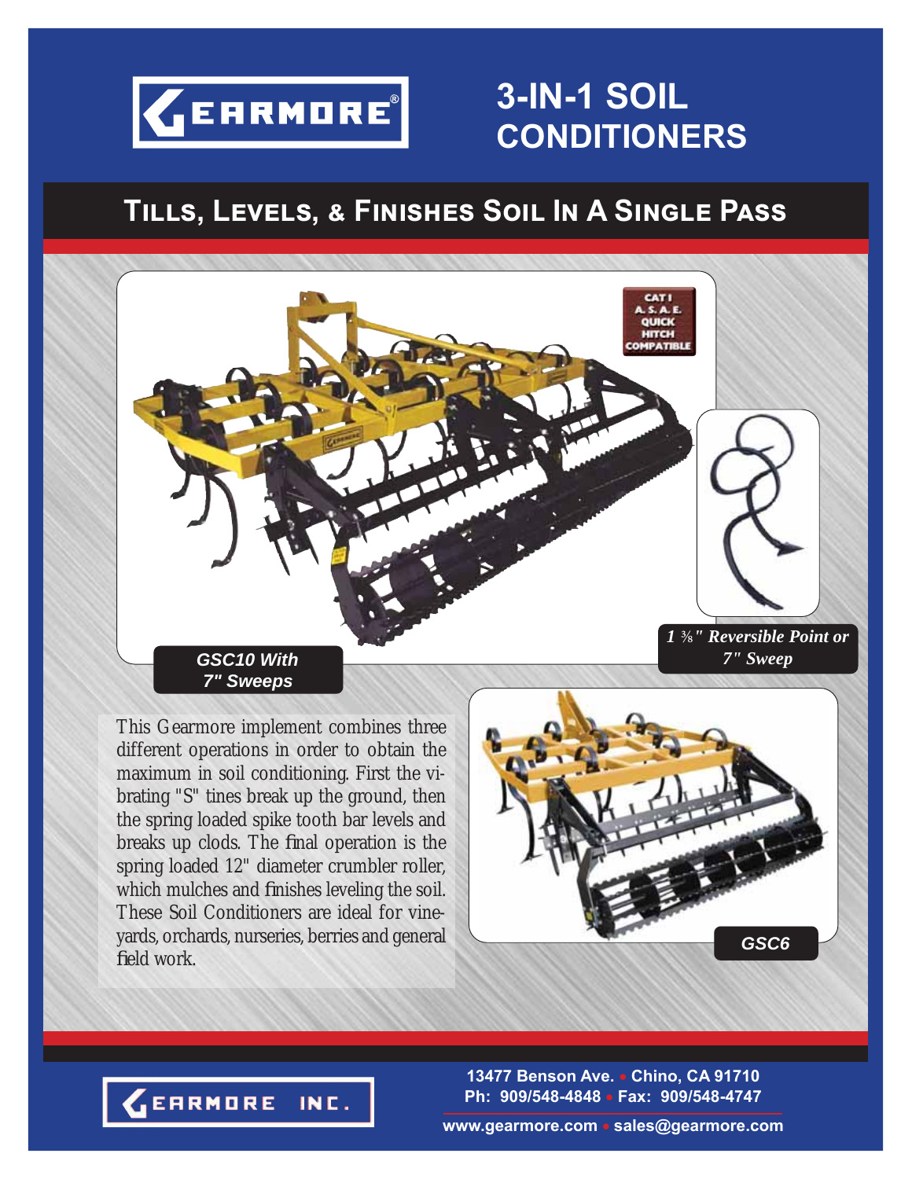GEARMORE®

# 3-IN-1 SOIL CONDITIONERS

## Tills, Levels, & Finishes Soil In A Single Pass

CAT I A.S.A.E. QUICK HITCH COMPATIBLE

**GSC10 With 7" Sweeps**

**1 ⅜" Reversible Point or 7" Sweep**

This Gearmore implement combines three different operations in order to obtain the maximum in soil conditioning. First the vibrating "S" tines break up the ground, then the spring loaded spike tooth bar levels and breaks up clods. The final operation is the spring loaded 12" diameter crumbler roller, which mulches and finishes leveling the soil. These Soil Conditioners are ideal for vineyards, orchards, nurseries, berries and general field work.

**GSC6**

GEARMORE INC.

**13477 Benson Ave. • Chino, CA 91710**
**Ph: 909/548-4848 • Fax: 909/548-4747**

**www.gearmore.com • sales@gearmore.com**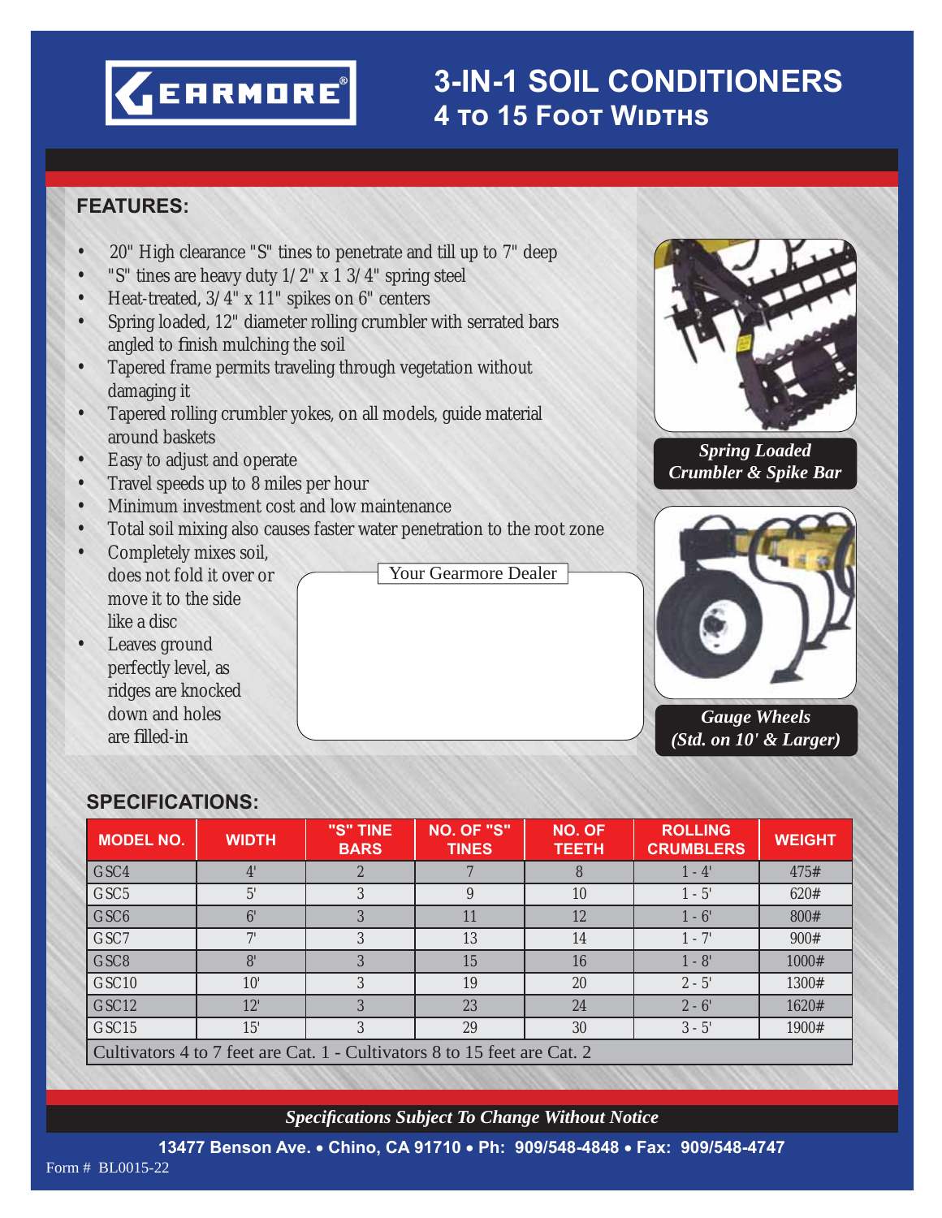# GEARMORE®

# 3-IN-1 SOIL CONDITIONERS
## 4 to 15 Foot Widths

### FEATURES:

- 20" High clearance "S" tines to penetrate and till up to 7" deep
- "S" tines are heavy duty 1/2" x 1 3/4" spring steel
- Heat-treated, 3/4" x 11" spikes on 6" centers
- Spring loaded, 12" diameter rolling crumbler with serrated bars angled to finish mulching the soil
- Tapered frame permits traveling through vegetation without damaging it
- Tapered rolling crumbler yokes, on all models, guide material around baskets
- Easy to adjust and operate
- Travel speeds up to 8 miles per hour
- Minimum investment cost and low maintenance
- Total soil mixing also causes faster water penetration to the root zone
- Completely mixes soil, does not fold it over or move it to the side like a disc
- Leaves ground perfectly level, as ridges are knocked down and holes are filled-in

Your Gearmore Dealer

*Spring Loaded Crumbler & Spike Bar*

*Gauge Wheels (Std. on 10' & Larger)*

### SPECIFICATIONS:

| MODEL NO. | WIDTH | "S" TINE BARS | NO. OF "S" TINES | NO. OF TEETH | ROLLING CRUMBLERS | WEIGHT |
|---|---|---|---|---|---|---|
| GSC4 | 4' | 2 | 7 | 8 | 1 - 4' | 475# |
| GSC5 | 5' | 3 | 9 | 10 | 1 - 5' | 620# |
| GSC6 | 6' | 3 | 11 | 12 | 1 - 6' | 800# |
| GSC7 | 7' | 3 | 13 | 14 | 1 - 7' | 900# |
| GSC8 | 8' | 3 | 15 | 16 | 1 - 8' | 1000# |
| GSC10 | 10' | 3 | 19 | 20 | 2 - 5' | 1300# |
| GSC12 | 12' | 3 | 23 | 24 | 2 - 6' | 1620# |
| GSC15 | 15' | 3 | 29 | 30 | 3 - 5' | 1900# |
| Cultivators 4 to 7 feet are Cat. 1 - Cultivators 8 to 15 feet are Cat. 2 | | | | | | |

*Specifications Subject To Change Without Notice*

**13477 Benson Ave. • Chino, CA 91710 • Ph: 909/548-4848 • Fax: 909/548-4747**

Form # BL0015-22